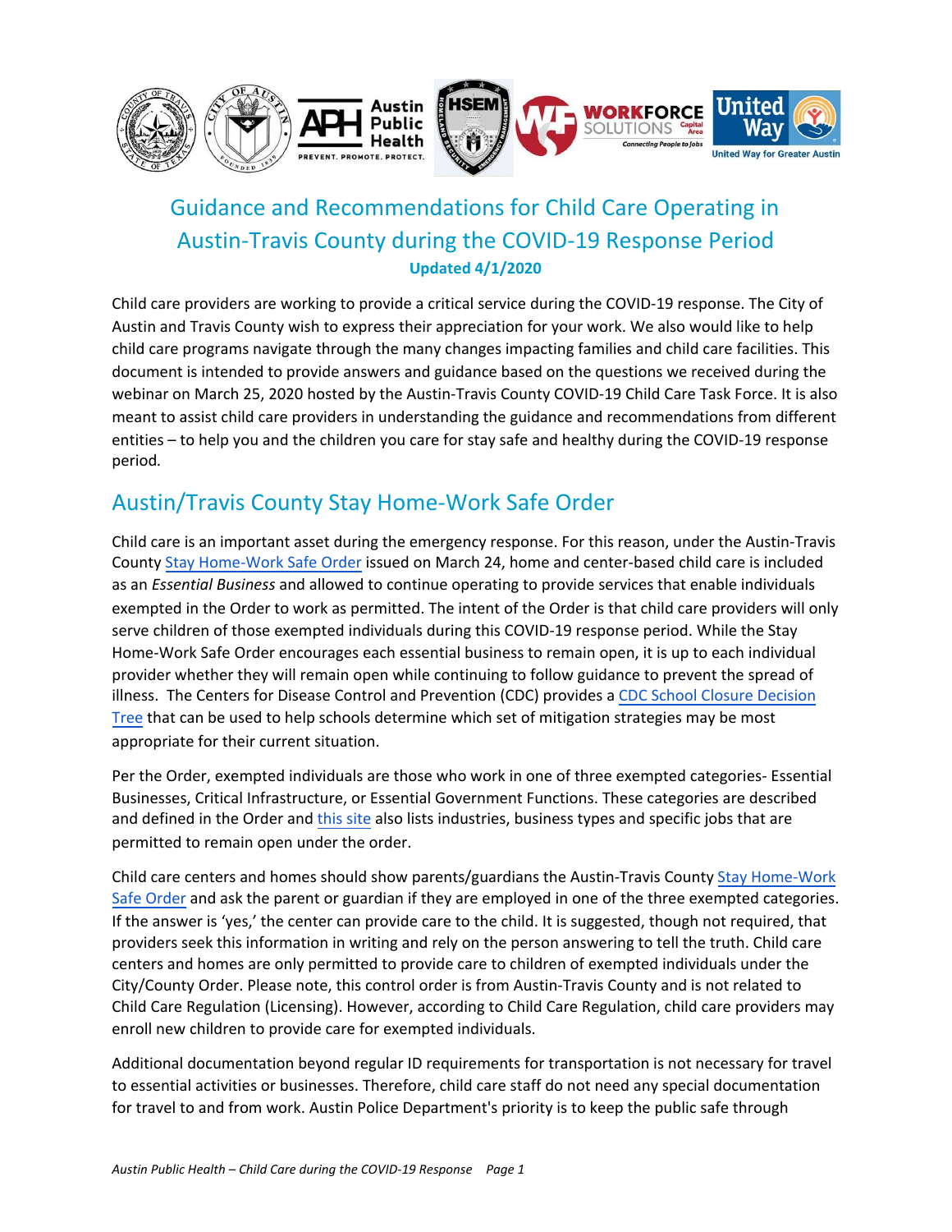# Guidance and Recommendations for Child Care Operating in Austin-Travis County during the COVID-19 Response Period

**Updated 4/1/2020**

Child care providers are working to provide a critical service during the COVID-19 response. The City of Austin and Travis County wish to express their appreciation for your work. We also would like to help child care programs navigate through the many changes impacting families and child care facilities. This document is intended to provide answers and guidance based on the questions we received during the webinar on March 25, 2020 hosted by the Austin-Travis County COVID-19 Child Care Task Force. It is also meant to assist child care providers in understanding the guidance and recommendations from different entities – to help you and the children you care for stay safe and healthy during the COVID-19 response period.

## Austin/Travis County Stay Home-Work Safe Order

Child care is an important asset during the emergency response. For this reason, under the Austin-Travis County Stay Home-Work Safe Order issued on March 24, home and center-based child care is included as an *Essential Business* and allowed to continue operating to provide services that enable individuals exempted in the Order to work as permitted. The intent of the Order is that child care providers will only serve children of those exempted individuals during this COVID-19 response period. While the Stay Home-Work Safe Order encourages each essential business to remain open, it is up to each individual provider whether they will remain open while continuing to follow guidance to prevent the spread of illness. The Centers for Disease Control and Prevention (CDC) provides a CDC School Closure Decision Tree that can be used to help schools determine which set of mitigation strategies may be most appropriate for their current situation.

Per the Order, exempted individuals are those who work in one of three exempted categories- Essential Businesses, Critical Infrastructure, or Essential Government Functions. These categories are described and defined in the Order and this site also lists industries, business types and specific jobs that are permitted to remain open under the order.

Child care centers and homes should show parents/guardians the Austin-Travis County Stay Home-Work Safe Order and ask the parent or guardian if they are employed in one of the three exempted categories. If the answer is 'yes,' the center can provide care to the child. It is suggested, though not required, that providers seek this information in writing and rely on the person answering to tell the truth. Child care centers and homes are only permitted to provide care to children of exempted individuals under the City/County Order. Please note, this control order is from Austin-Travis County and is not related to Child Care Regulation (Licensing). However, according to Child Care Regulation, child care providers may enroll new children to provide care for exempted individuals.

Additional documentation beyond regular ID requirements for transportation is not necessary for travel to essential activities or businesses. Therefore, child care staff do not need any special documentation for travel to and from work. Austin Police Department's priority is to keep the public safe through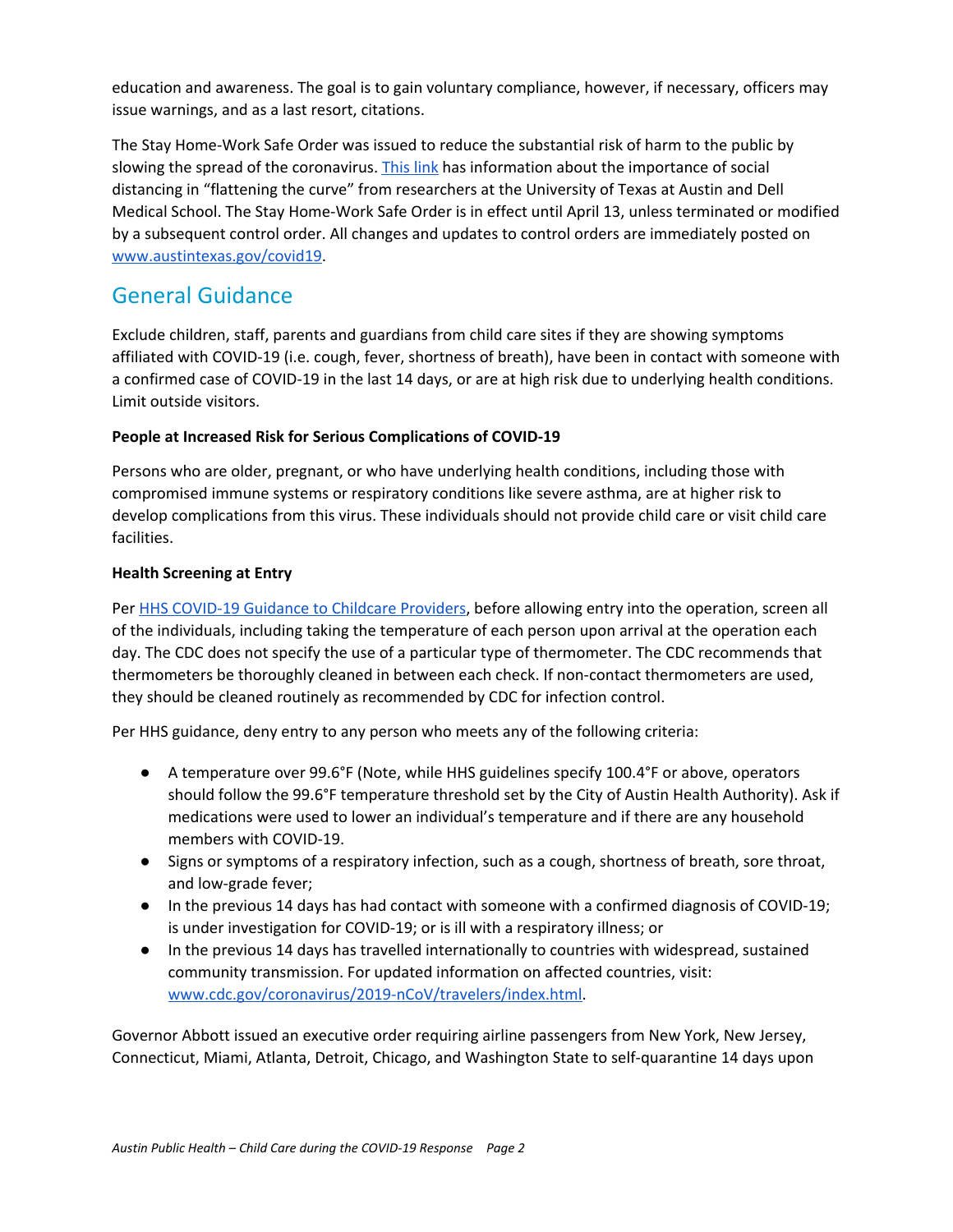education and awareness. The goal is to gain voluntary compliance, however, if necessary, officers may issue warnings, and as a last resort, citations.

The Stay Home-Work Safe Order was issued to reduce the substantial risk of harm to the public by slowing the spread of the coronavirus. [This link](#) has information about the importance of social distancing in "flattening the curve" from researchers at the University of Texas at Austin and Dell Medical School. The Stay Home-Work Safe Order is in effect until April 13, unless terminated or modified by a subsequent control order. All changes and updates to control orders are immediately posted on [www.austintexas.gov/covid19](http://www.austintexas.gov/covid19).

## General Guidance

Exclude children, staff, parents and guardians from child care sites if they are showing symptoms affiliated with COVID-19 (i.e. cough, fever, shortness of breath), have been in contact with someone with a confirmed case of COVID-19 in the last 14 days, or are at high risk due to underlying health conditions. Limit outside visitors.

**People at Increased Risk for Serious Complications of COVID-19**

Persons who are older, pregnant, or who have underlying health conditions, including those with compromised immune systems or respiratory conditions like severe asthma, are at higher risk to develop complications from this virus. These individuals should not provide child care or visit child care facilities.

**Health Screening at Entry**

Per [HHS COVID-19 Guidance to Childcare Providers](#), before allowing entry into the operation, screen all of the individuals, including taking the temperature of each person upon arrival at the operation each day. The CDC does not specify the use of a particular type of thermometer. The CDC recommends that thermometers be thoroughly cleaned in between each check. If non-contact thermometers are used, they should be cleaned routinely as recommended by CDC for infection control.

Per HHS guidance, deny entry to any person who meets any of the following criteria:

- A temperature over 99.6°F (Note, while HHS guidelines specify 100.4°F or above, operators should follow the 99.6°F temperature threshold set by the City of Austin Health Authority). Ask if medications were used to lower an individual's temperature and if there are any household members with COVID-19.
- Signs or symptoms of a respiratory infection, such as a cough, shortness of breath, sore throat, and low-grade fever;
- In the previous 14 days has had contact with someone with a confirmed diagnosis of COVID-19; is under investigation for COVID-19; or is ill with a respiratory illness; or
- In the previous 14 days has travelled internationally to countries with widespread, sustained community transmission. For updated information on affected countries, visit: [www.cdc.gov/coronavirus/2019-nCoV/travelers/index.html](http://www.cdc.gov/coronavirus/2019-nCoV/travelers/index.html).

Governor Abbott issued an executive order requiring airline passengers from New York, New Jersey, Connecticut, Miami, Atlanta, Detroit, Chicago, and Washington State to self-quarantine 14 days upon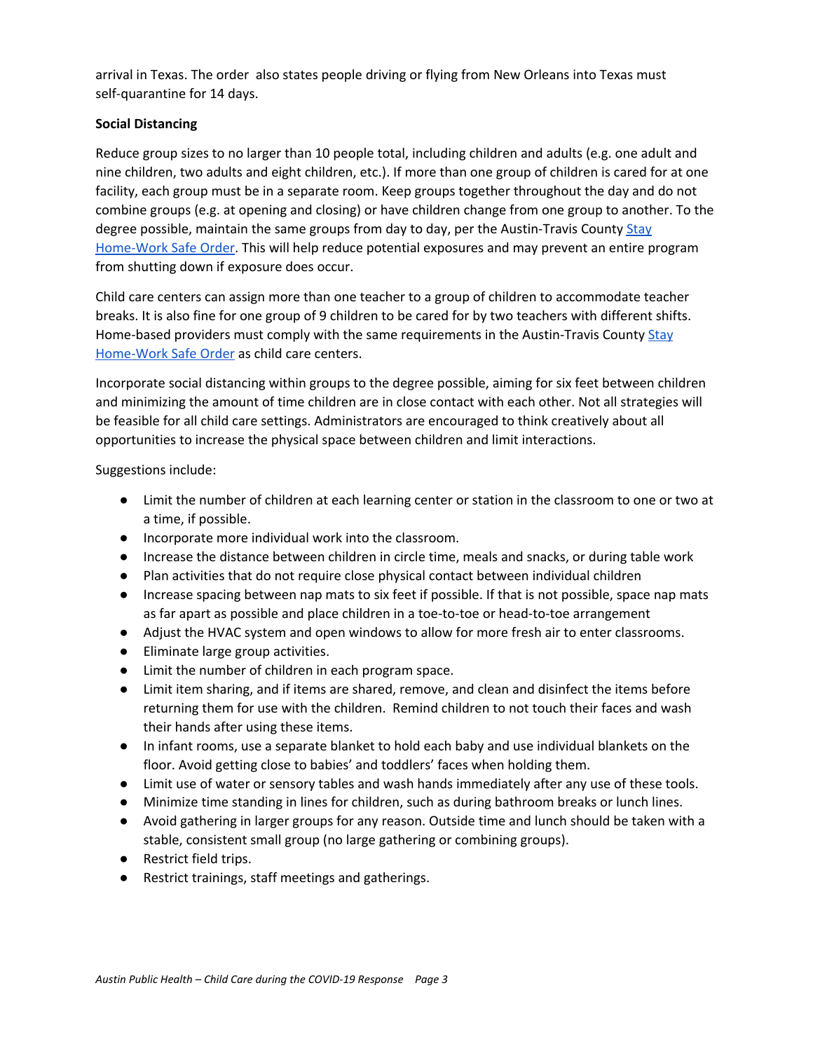arrival in Texas. The order also states people driving or flying from New Orleans into Texas must self-quarantine for 14 days.

**Social Distancing**

Reduce group sizes to no larger than 10 people total, including children and adults (e.g. one adult and nine children, two adults and eight children, etc.). If more than one group of children is cared for at one facility, each group must be in a separate room. Keep groups together throughout the day and do not combine groups (e.g. at opening and closing) or have children change from one group to another. To the degree possible, maintain the same groups from day to day, per the Austin-Travis County Stay Home-Work Safe Order. This will help reduce potential exposures and may prevent an entire program from shutting down if exposure does occur.

Child care centers can assign more than one teacher to a group of children to accommodate teacher breaks. It is also fine for one group of 9 children to be cared for by two teachers with different shifts. Home-based providers must comply with the same requirements in the Austin-Travis County Stay Home-Work Safe Order as child care centers.

Incorporate social distancing within groups to the degree possible, aiming for six feet between children and minimizing the amount of time children are in close contact with each other. Not all strategies will be feasible for all child care settings. Administrators are encouraged to think creatively about all opportunities to increase the physical space between children and limit interactions.

Suggestions include:

- Limit the number of children at each learning center or station in the classroom to one or two at a time, if possible.
- Incorporate more individual work into the classroom.
- Increase the distance between children in circle time, meals and snacks, or during table work
- Plan activities that do not require close physical contact between individual children
- Increase spacing between nap mats to six feet if possible. If that is not possible, space nap mats as far apart as possible and place children in a toe-to-toe or head-to-toe arrangement
- Adjust the HVAC system and open windows to allow for more fresh air to enter classrooms.
- Eliminate large group activities.
- Limit the number of children in each program space.
- Limit item sharing, and if items are shared, remove, and clean and disinfect the items before returning them for use with the children. Remind children to not touch their faces and wash their hands after using these items.
- In infant rooms, use a separate blanket to hold each baby and use individual blankets on the floor. Avoid getting close to babies' and toddlers' faces when holding them.
- Limit use of water or sensory tables and wash hands immediately after any use of these tools.
- Minimize time standing in lines for children, such as during bathroom breaks or lunch lines.
- Avoid gathering in larger groups for any reason. Outside time and lunch should be taken with a stable, consistent small group (no large gathering or combining groups).
- Restrict field trips.
- Restrict trainings, staff meetings and gatherings.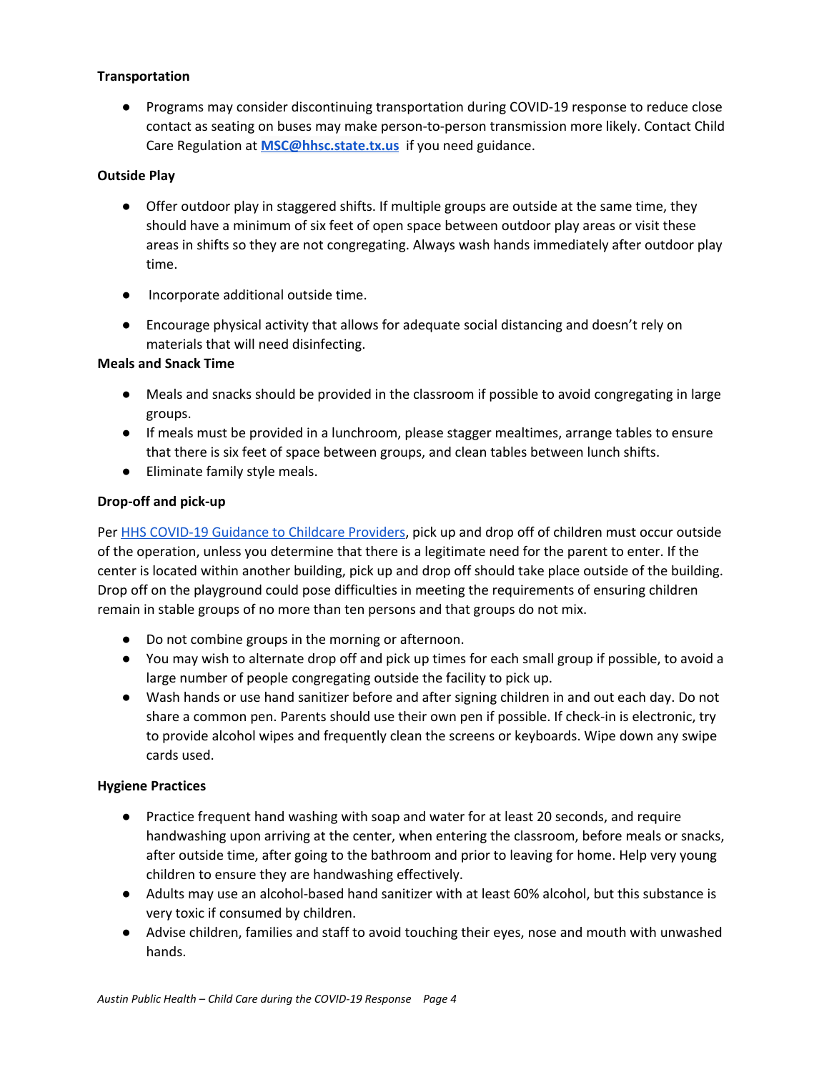**Transportation**

- Programs may consider discontinuing transportation during COVID-19 response to reduce close contact as seating on buses may make person-to-person transmission more likely. Contact Child Care Regulation at **MSC@hhsc.state.tx.us** if you need guidance.

**Outside Play**

- Offer outdoor play in staggered shifts. If multiple groups are outside at the same time, they should have a minimum of six feet of open space between outdoor play areas or visit these areas in shifts so they are not congregating. Always wash hands immediately after outdoor play time.
- Incorporate additional outside time.
- Encourage physical activity that allows for adequate social distancing and doesn't rely on materials that will need disinfecting.

**Meals and Snack Time**

- Meals and snacks should be provided in the classroom if possible to avoid congregating in large groups.
- If meals must be provided in a lunchroom, please stagger mealtimes, arrange tables to ensure that there is six feet of space between groups, and clean tables between lunch shifts.
- Eliminate family style meals.

**Drop-off and pick-up**

Per HHS COVID-19 Guidance to Childcare Providers, pick up and drop off of children must occur outside of the operation, unless you determine that there is a legitimate need for the parent to enter. If the center is located within another building, pick up and drop off should take place outside of the building. Drop off on the playground could pose difficulties in meeting the requirements of ensuring children remain in stable groups of no more than ten persons and that groups do not mix.

- Do not combine groups in the morning or afternoon.
- You may wish to alternate drop off and pick up times for each small group if possible, to avoid a large number of people congregating outside the facility to pick up.
- Wash hands or use hand sanitizer before and after signing children in and out each day. Do not share a common pen. Parents should use their own pen if possible. If check-in is electronic, try to provide alcohol wipes and frequently clean the screens or keyboards. Wipe down any swipe cards used.

**Hygiene Practices**

- Practice frequent hand washing with soap and water for at least 20 seconds, and require handwashing upon arriving at the center, when entering the classroom, before meals or snacks, after outside time, after going to the bathroom and prior to leaving for home. Help very young children to ensure they are handwashing effectively.
- Adults may use an alcohol-based hand sanitizer with at least 60% alcohol, but this substance is very toxic if consumed by children.
- Advise children, families and staff to avoid touching their eyes, nose and mouth with unwashed hands.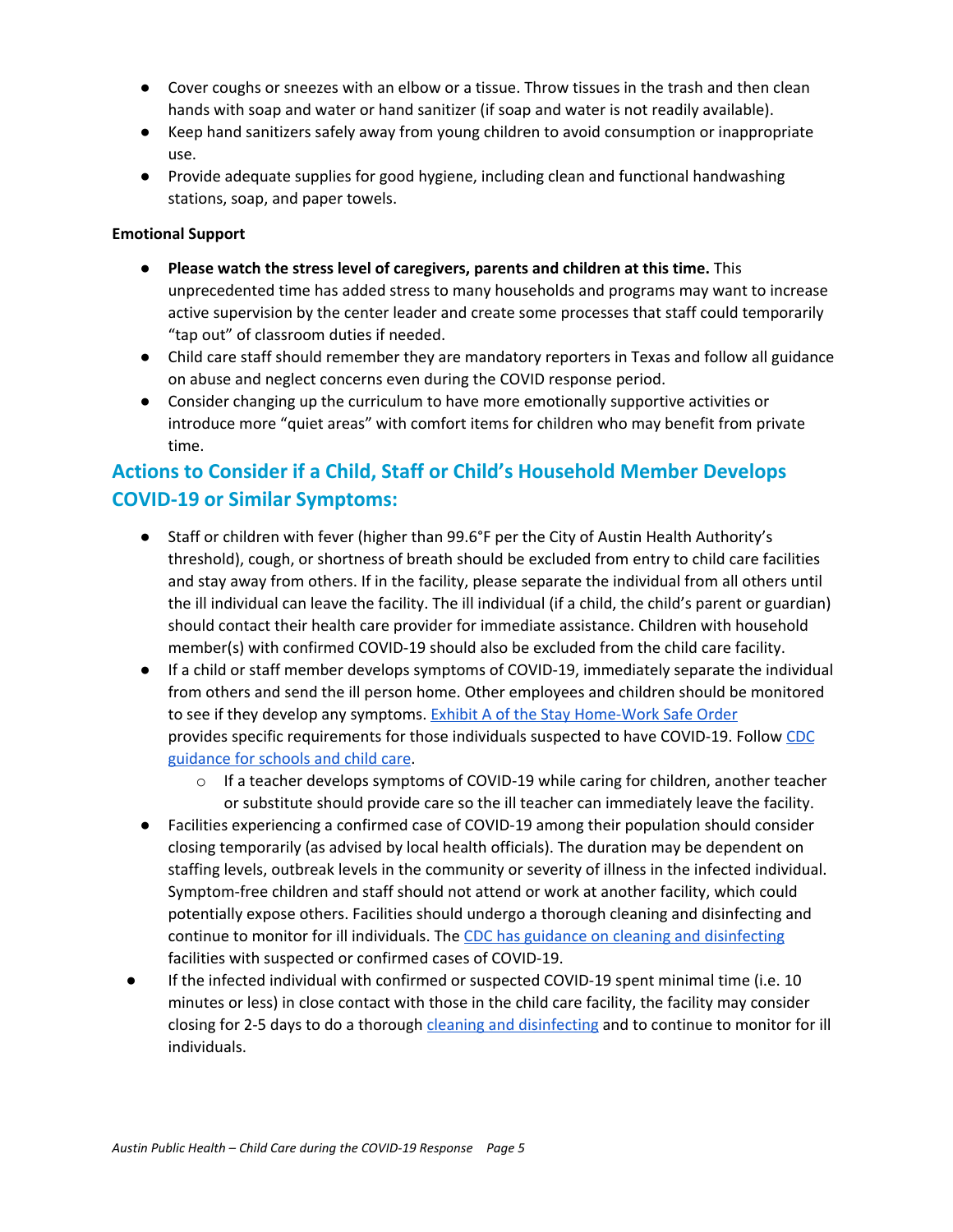- Cover coughs or sneezes with an elbow or a tissue. Throw tissues in the trash and then clean hands with soap and water or hand sanitizer (if soap and water is not readily available).
- Keep hand sanitizers safely away from young children to avoid consumption or inappropriate use.
- Provide adequate supplies for good hygiene, including clean and functional handwashing stations, soap, and paper towels.

**Emotional Support**

- **Please watch the stress level of caregivers, parents and children at this time.** This unprecedented time has added stress to many households and programs may want to increase active supervision by the center leader and create some processes that staff could temporarily "tap out" of classroom duties if needed.
- Child care staff should remember they are mandatory reporters in Texas and follow all guidance on abuse and neglect concerns even during the COVID response period.
- Consider changing up the curriculum to have more emotionally supportive activities or introduce more "quiet areas" with comfort items for children who may benefit from private time.

## Actions to Consider if a Child, Staff or Child's Household Member Develops COVID-19 or Similar Symptoms:

- Staff or children with fever (higher than 99.6°F per the City of Austin Health Authority's threshold), cough, or shortness of breath should be excluded from entry to child care facilities and stay away from others. If in the facility, please separate the individual from all others until the ill individual can leave the facility. The ill individual (if a child, the child's parent or guardian) should contact their health care provider for immediate assistance. Children with household member(s) with confirmed COVID-19 should also be excluded from the child care facility.
- If a child or staff member develops symptoms of COVID-19, immediately separate the individual from others and send the ill person home. Other employees and children should be monitored to see if they develop any symptoms. Exhibit A of the Stay Home-Work Safe Order provides specific requirements for those individuals suspected to have COVID-19. Follow CDC guidance for schools and child care.
  - If a teacher develops symptoms of COVID-19 while caring for children, another teacher or substitute should provide care so the ill teacher can immediately leave the facility.
- Facilities experiencing a confirmed case of COVID-19 among their population should consider closing temporarily (as advised by local health officials). The duration may be dependent on staffing levels, outbreak levels in the community or severity of illness in the infected individual. Symptom-free children and staff should not attend or work at another facility, which could potentially expose others. Facilities should undergo a thorough cleaning and disinfecting and continue to monitor for ill individuals. The CDC has guidance on cleaning and disinfecting facilities with suspected or confirmed cases of COVID-19.
- If the infected individual with confirmed or suspected COVID-19 spent minimal time (i.e. 10 minutes or less) in close contact with those in the child care facility, the facility may consider closing for 2-5 days to do a thorough cleaning and disinfecting and to continue to monitor for ill individuals.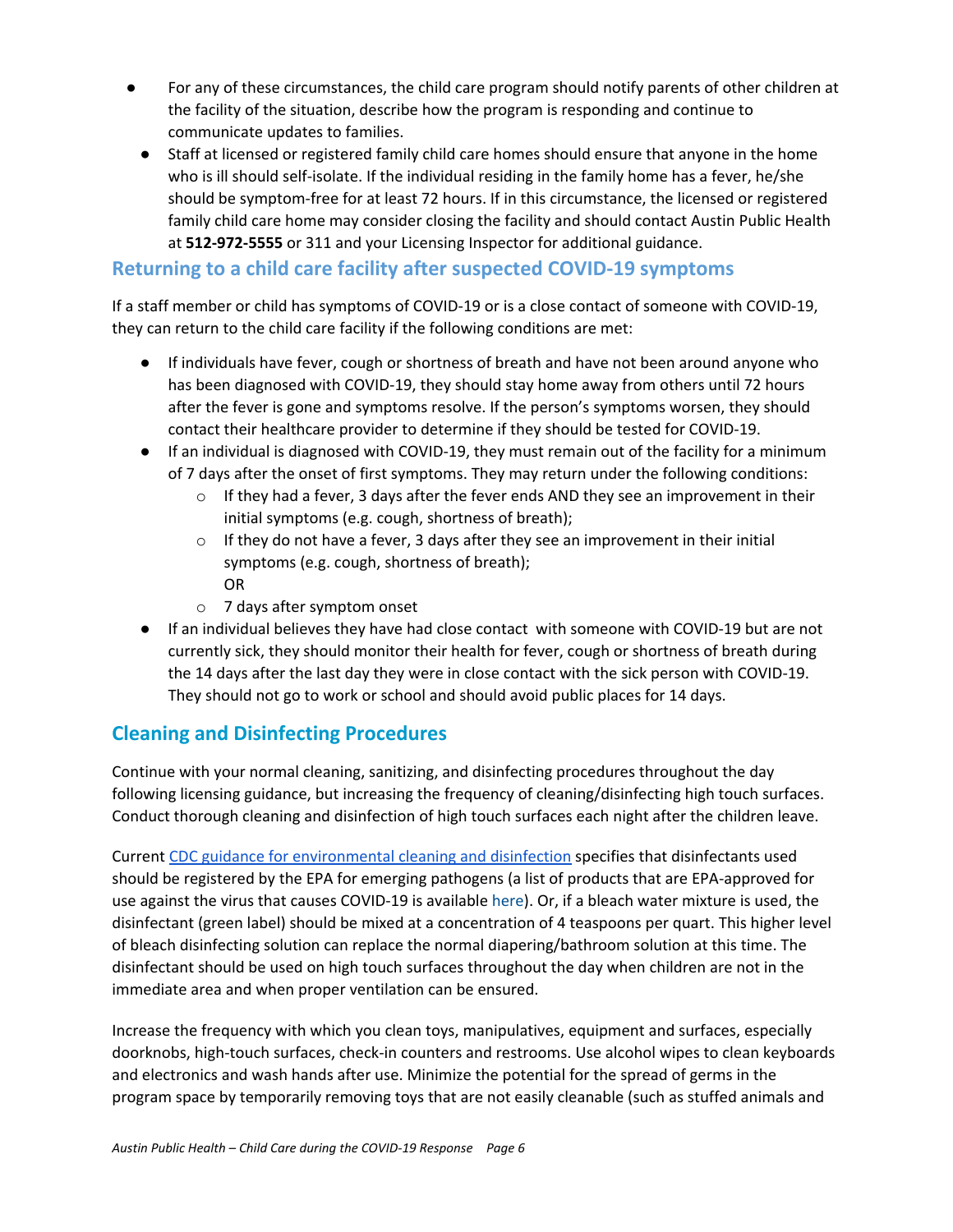- For any of these circumstances, the child care program should notify parents of other children at the facility of the situation, describe how the program is responding and continue to communicate updates to families.
- Staff at licensed or registered family child care homes should ensure that anyone in the home who is ill should self-isolate. If the individual residing in the family home has a fever, he/she should be symptom-free for at least 72 hours. If in this circumstance, the licensed or registered family child care home may consider closing the facility and should contact Austin Public Health at **512-972-5555** or 311 and your Licensing Inspector for additional guidance.

## Returning to a child care facility after suspected COVID-19 symptoms

If a staff member or child has symptoms of COVID-19 or is a close contact of someone with COVID-19, they can return to the child care facility if the following conditions are met:

- If individuals have fever, cough or shortness of breath and have not been around anyone who has been diagnosed with COVID-19, they should stay home away from others until 72 hours after the fever is gone and symptoms resolve. If the person's symptoms worsen, they should contact their healthcare provider to determine if they should be tested for COVID-19.
- If an individual is diagnosed with COVID-19, they must remain out of the facility for a minimum of 7 days after the onset of first symptoms. They may return under the following conditions:
  - If they had a fever, 3 days after the fever ends AND they see an improvement in their initial symptoms (e.g. cough, shortness of breath);
  - If they do not have a fever, 3 days after they see an improvement in their initial symptoms (e.g. cough, shortness of breath);
    OR
  - 7 days after symptom onset
- If an individual believes they have had close contact with someone with COVID-19 but are not currently sick, they should monitor their health for fever, cough or shortness of breath during the 14 days after the last day they were in close contact with the sick person with COVID-19. They should not go to work or school and should avoid public places for 14 days.

## Cleaning and Disinfecting Procedures

Continue with your normal cleaning, sanitizing, and disinfecting procedures throughout the day following licensing guidance, but increasing the frequency of cleaning/disinfecting high touch surfaces. Conduct thorough cleaning and disinfection of high touch surfaces each night after the children leave.

Current CDC guidance for environmental cleaning and disinfection specifies that disinfectants used should be registered by the EPA for emerging pathogens (a list of products that are EPA-approved for use against the virus that causes COVID-19 is available here). Or, if a bleach water mixture is used, the disinfectant (green label) should be mixed at a concentration of 4 teaspoons per quart. This higher level of bleach disinfecting solution can replace the normal diapering/bathroom solution at this time. The disinfectant should be used on high touch surfaces throughout the day when children are not in the immediate area and when proper ventilation can be ensured.

Increase the frequency with which you clean toys, manipulatives, equipment and surfaces, especially doorknobs, high-touch surfaces, check-in counters and restrooms. Use alcohol wipes to clean keyboards and electronics and wash hands after use. Minimize the potential for the spread of germs in the program space by temporarily removing toys that are not easily cleanable (such as stuffed animals and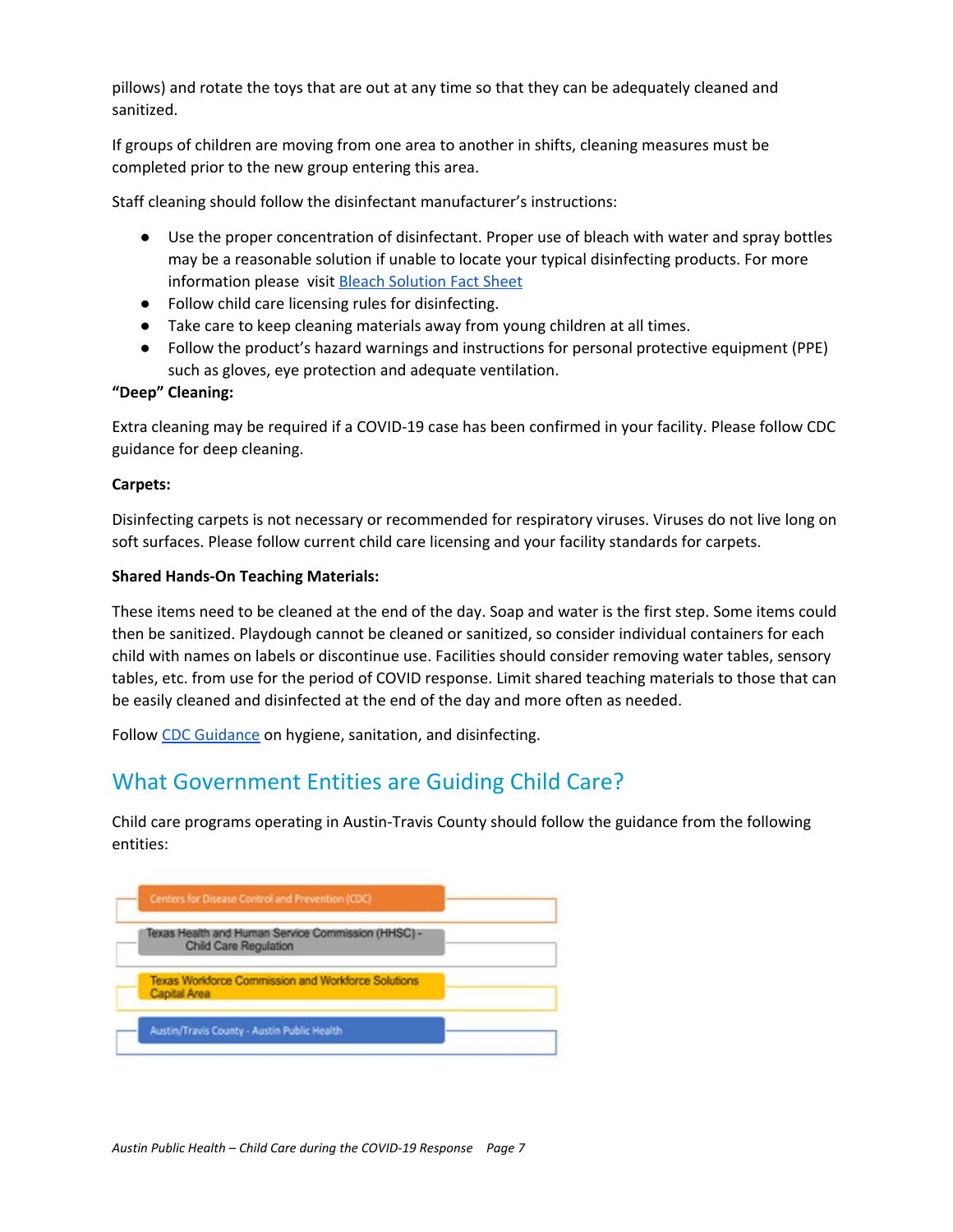pillows) and rotate the toys that are out at any time so that they can be adequately cleaned and sanitized.

If groups of children are moving from one area to another in shifts, cleaning measures must be completed prior to the new group entering this area.

Staff cleaning should follow the disinfectant manufacturer's instructions:

- Use the proper concentration of disinfectant. Proper use of bleach with water and spray bottles may be a reasonable solution if unable to locate your typical disinfecting products. For more information please visit Bleach Solution Fact Sheet
- Follow child care licensing rules for disinfecting.
- Take care to keep cleaning materials away from young children at all times.
- Follow the product's hazard warnings and instructions for personal protective equipment (PPE) such as gloves, eye protection and adequate ventilation.

**"Deep" Cleaning:**

Extra cleaning may be required if a COVID-19 case has been confirmed in your facility. Please follow CDC guidance for deep cleaning.

**Carpets:**

Disinfecting carpets is not necessary or recommended for respiratory viruses. Viruses do not live long on soft surfaces. Please follow current child care licensing and your facility standards for carpets.

**Shared Hands-On Teaching Materials:**

These items need to be cleaned at the end of the day. Soap and water is the first step. Some items could then be sanitized. Playdough cannot be cleaned or sanitized, so consider individual containers for each child with names on labels or discontinue use. Facilities should consider removing water tables, sensory tables, etc. from use for the period of COVID response. Limit shared teaching materials to those that can be easily cleaned and disinfected at the end of the day and more often as needed.

Follow CDC Guidance on hygiene, sanitation, and disinfecting.

## What Government Entities are Guiding Child Care?

Child care programs operating in Austin-Travis County should follow the guidance from the following entities:

- Centers for Disease Control and Prevention (CDC)
- Texas Health and Human Service Commission (HHSC) - Child Care Regulation
- Texas Workforce Commission and Workforce Solutions Capital Area
- Austin/Travis County - Austin Public Health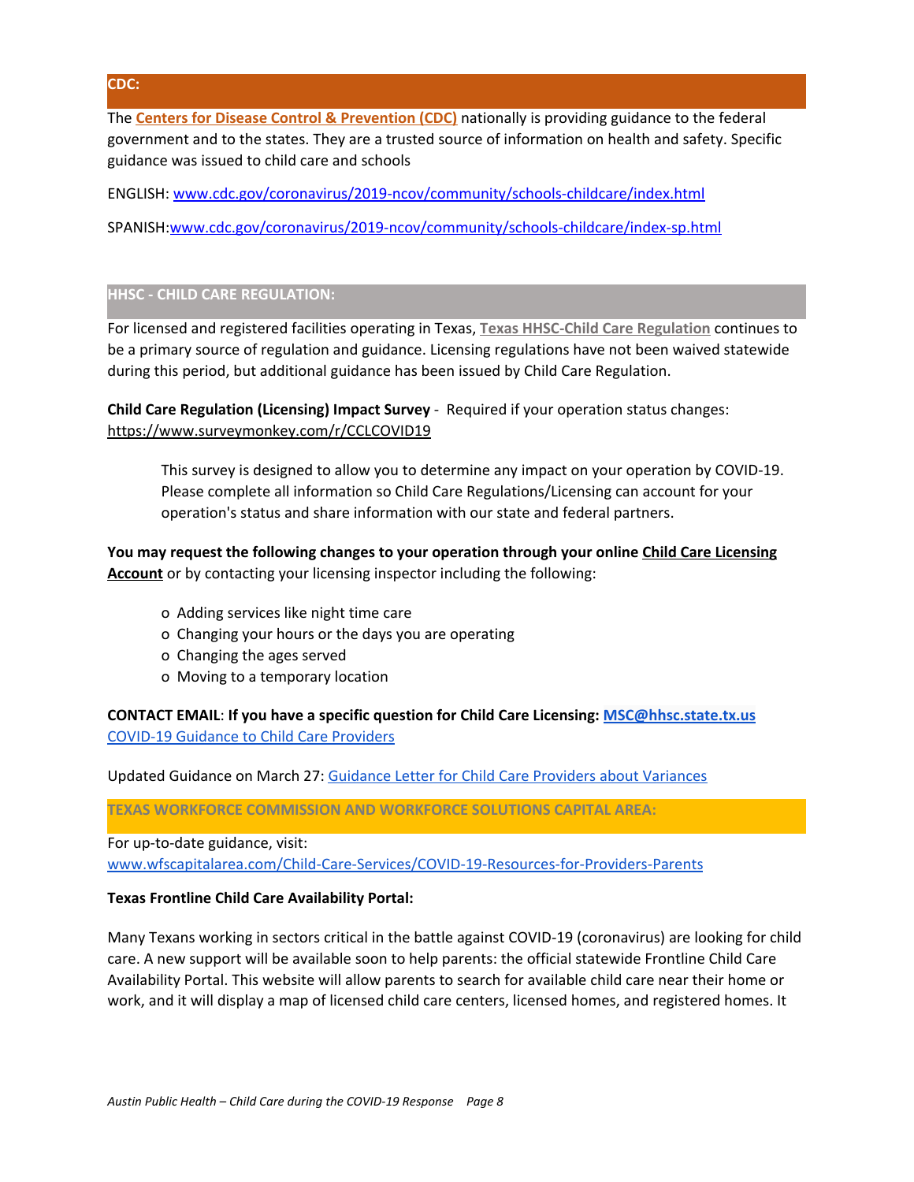## CDC:

The **Centers for Disease Control & Prevention (CDC)** nationally is providing guidance to the federal government and to the states. They are a trusted source of information on health and safety. Specific guidance was issued to child care and schools

ENGLISH: www.cdc.gov/coronavirus/2019-ncov/community/schools-childcare/index.html

SPANISH:www.cdc.gov/coronavirus/2019-ncov/community/schools-childcare/index-sp.html

## HHSC - CHILD CARE REGULATION:

For licensed and registered facilities operating in Texas, **Texas HHSC-Child Care Regulation** continues to be a primary source of regulation and guidance. Licensing regulations have not been waived statewide during this period, but additional guidance has been issued by Child Care Regulation.

**Child Care Regulation (Licensing) Impact Survey** - Required if your operation status changes: https://www.surveymonkey.com/r/CCLCOVID19

> This survey is designed to allow you to determine any impact on your operation by COVID-19. Please complete all information so Child Care Regulations/Licensing can account for your operation's status and share information with our state and federal partners.

**You may request the following changes to your operation through your online Child Care Licensing Account** or by contacting your licensing inspector including the following:

- Adding services like night time care
- Changing your hours or the days you are operating
- Changing the ages served
- Moving to a temporary location

**CONTACT EMAIL**: **If you have a specific question for Child Care Licensing: MSC@hhsc.state.tx.us**
COVID-19 Guidance to Child Care Providers

Updated Guidance on March 27: Guidance Letter for Child Care Providers about Variances

## TEXAS WORKFORCE COMMISSION AND WORKFORCE SOLUTIONS CAPITAL AREA:

For up-to-date guidance, visit:
www.wfscapitalarea.com/Child-Care-Services/COVID-19-Resources-for-Providers-Parents

**Texas Frontline Child Care Availability Portal:**

Many Texans working in sectors critical in the battle against COVID-19 (coronavirus) are looking for child care. A new support will be available soon to help parents: the official statewide Frontline Child Care Availability Portal. This website will allow parents to search for available child care near their home or work, and it will display a map of licensed child care centers, licensed homes, and registered homes. It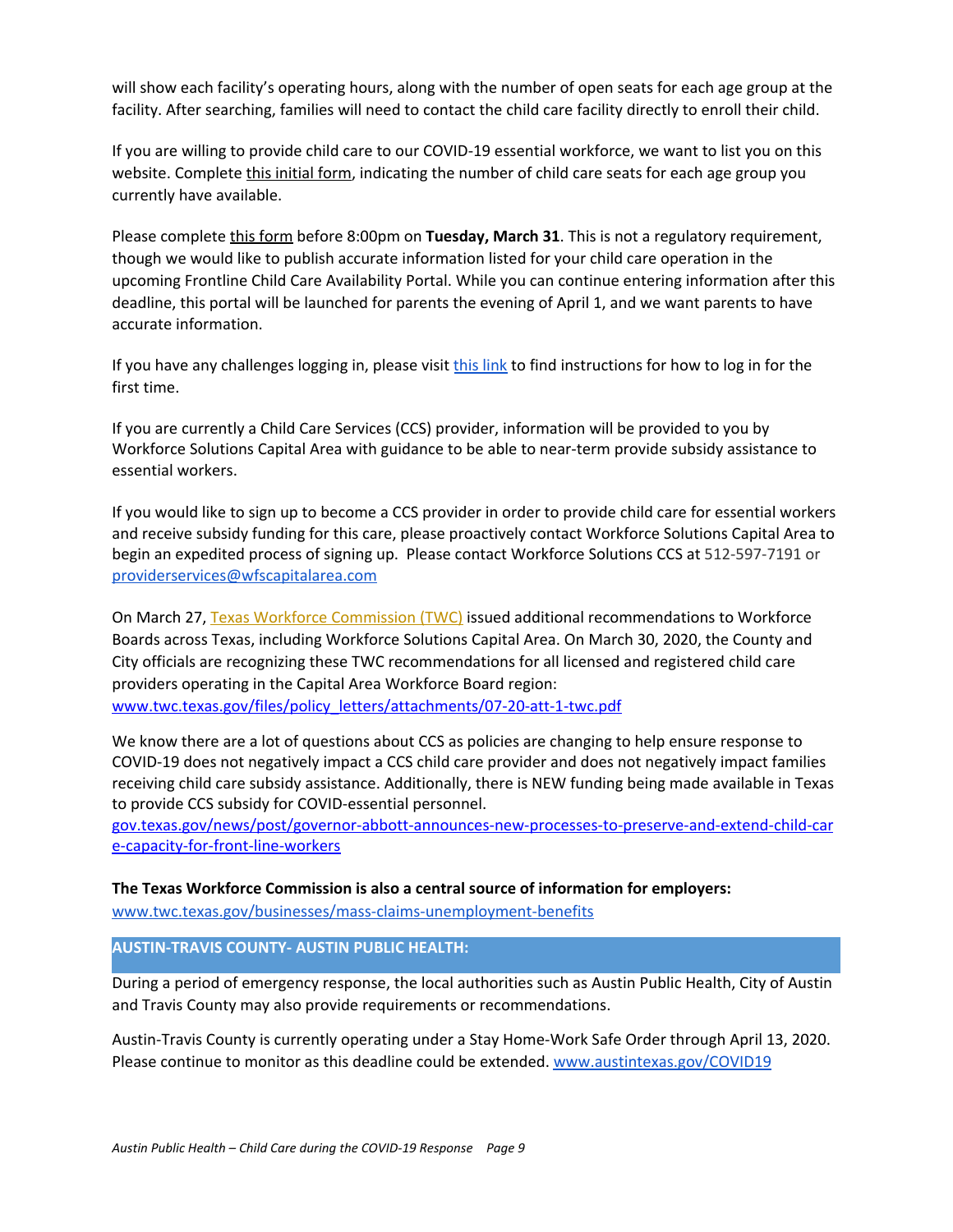will show each facility's operating hours, along with the number of open seats for each age group at the facility. After searching, families will need to contact the child care facility directly to enroll their child.

If you are willing to provide child care to our COVID-19 essential workforce, we want to list you on this website. Complete this initial form, indicating the number of child care seats for each age group you currently have available.

Please complete this form before 8:00pm on **Tuesday, March 31**. This is not a regulatory requirement, though we would like to publish accurate information listed for your child care operation in the upcoming Frontline Child Care Availability Portal. While you can continue entering information after this deadline, this portal will be launched for parents the evening of April 1, and we want parents to have accurate information.

If you have any challenges logging in, please visit this link to find instructions for how to log in for the first time.

If you are currently a Child Care Services (CCS) provider, information will be provided to you by Workforce Solutions Capital Area with guidance to be able to near-term provide subsidy assistance to essential workers.

If you would like to sign up to become a CCS provider in order to provide child care for essential workers and receive subsidy funding for this care, please proactively contact Workforce Solutions Capital Area to begin an expedited process of signing up. Please contact Workforce Solutions CCS at 512-597-7191 or providerservices@wfscapitalarea.com

On March 27, Texas Workforce Commission (TWC) issued additional recommendations to Workforce Boards across Texas, including Workforce Solutions Capital Area. On March 30, 2020, the County and City officials are recognizing these TWC recommendations for all licensed and registered child care providers operating in the Capital Area Workforce Board region: www.twc.texas.gov/files/policy_letters/attachments/07-20-att-1-twc.pdf

We know there are a lot of questions about CCS as policies are changing to help ensure response to COVID-19 does not negatively impact a CCS child care provider and does not negatively impact families receiving child care subsidy assistance. Additionally, there is NEW funding being made available in Texas to provide CCS subsidy for COVID-essential personnel. gov.texas.gov/news/post/governor-abbott-announces-new-processes-to-preserve-and-extend-child-care-capacity-for-front-line-workers

**The Texas Workforce Commission is also a central source of information for employers:**
www.twc.texas.gov/businesses/mass-claims-unemployment-benefits

## AUSTIN-TRAVIS COUNTY- AUSTIN PUBLIC HEALTH:

During a period of emergency response, the local authorities such as Austin Public Health, City of Austin and Travis County may also provide requirements or recommendations.

Austin-Travis County is currently operating under a Stay Home-Work Safe Order through April 13, 2020. Please continue to monitor as this deadline could be extended. www.austintexas.gov/COVID19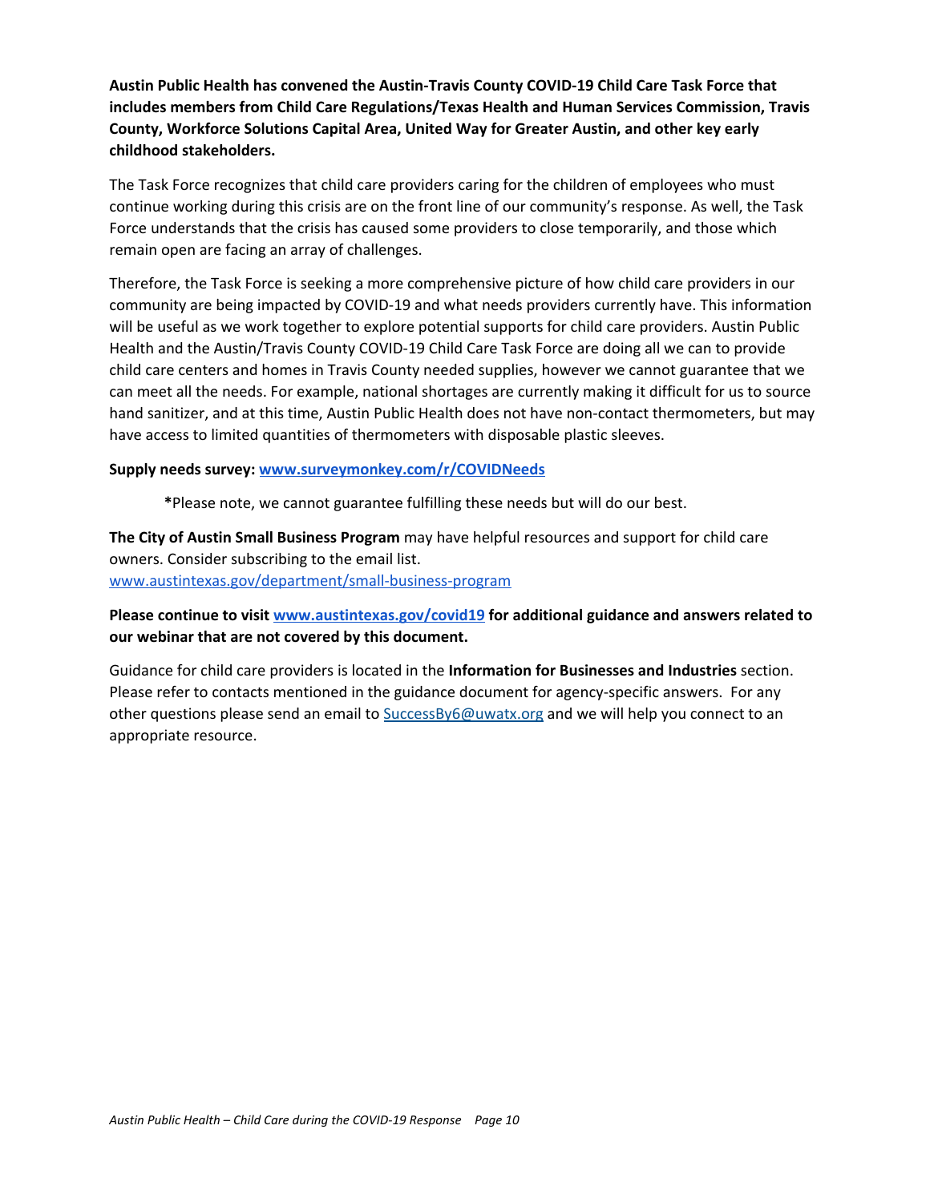**Austin Public Health has convened the Austin-Travis County COVID-19 Child Care Task Force that includes members from Child Care Regulations/Texas Health and Human Services Commission, Travis County, Workforce Solutions Capital Area, United Way for Greater Austin, and other key early childhood stakeholders.**

The Task Force recognizes that child care providers caring for the children of employees who must continue working during this crisis are on the front line of our community's response. As well, the Task Force understands that the crisis has caused some providers to close temporarily, and those which remain open are facing an array of challenges.

Therefore, the Task Force is seeking a more comprehensive picture of how child care providers in our community are being impacted by COVID-19 and what needs providers currently have. This information will be useful as we work together to explore potential supports for child care providers. Austin Public Health and the Austin/Travis County COVID-19 Child Care Task Force are doing all we can to provide child care centers and homes in Travis County needed supplies, however we cannot guarantee that we can meet all the needs. For example, national shortages are currently making it difficult for us to source hand sanitizer, and at this time, Austin Public Health does not have non-contact thermometers, but may have access to limited quantities of thermometers with disposable plastic sleeves.

**Supply needs survey: [www.surveymonkey.com/r/COVIDNeeds](http://www.surveymonkey.com/r/COVIDNeeds)**

> ***Please note, we cannot guarantee fulfilling these needs but will do our best.**

**The City of Austin Small Business Program** may have helpful resources and support for child care owners. Consider subscribing to the email list.
[www.austintexas.gov/department/small-business-program](http://www.austintexas.gov/department/small-business-program)

**Please continue to visit [www.austintexas.gov/covid19](http://www.austintexas.gov/covid19) for additional guidance and answers related to our webinar that are not covered by this document.**

Guidance for child care providers is located in the **Information for Businesses and Industries** section. Please refer to contacts mentioned in the guidance document for agency-specific answers. For any other questions please send an email to [SuccessBy6@uwatx.org](mailto:SuccessBy6@uwatx.org) and we will help you connect to an appropriate resource.